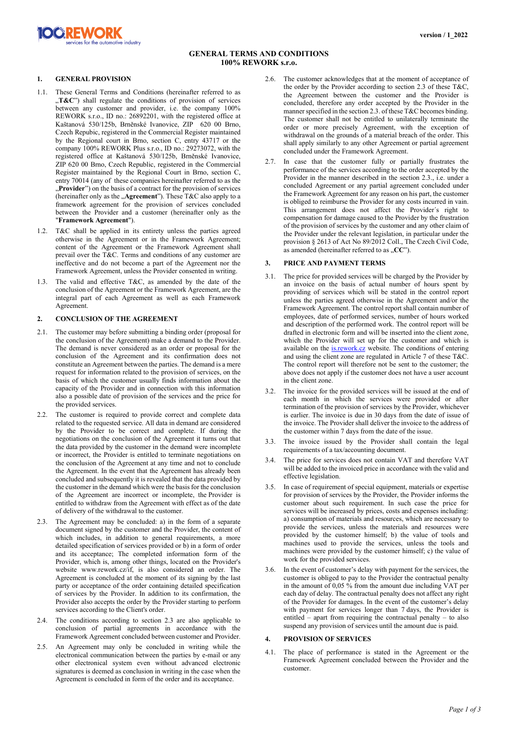version / 1_2022

# GENERAL TERMS AND CONDITIONS
# 100% REWORK s.r.o.

## 1. GENERAL PROVISION

1.1. These General Terms and Conditions (hereinafter referred to as „**T&C**") shall regulate the conditions of provision of services between any customer and provider, i.e. the company 100% REWORK s.r.o., ID no.: 26892201, with the registered office at Kaštanová 530/125b, Brněnské Ivanovice, ZIP 620 00 Brno, Czech Repubic, registered in the Commercial Register maintained by the Regional court in Brno, section C, entry 43717 or the company 100% REWORK Plus s.r.o., ID no.: 29273072, with the registered office at Kaštanová 530/125b, Brněnské Ivanovice, ZIP 620 00 Brno, Czech Republic, registered in the Commercial Register maintained by the Regional Court in Brno, section C, entry 70014 (any of these companies hereinafter referred to as the „**Provider**") on the basis of a contract for the provision of services (hereinafter only as the „**Agreement**"). These T&C also apply to a framework agreement for the provision of services concluded between the Provider and a customer (hereinafter only as the "**Framework Agreement**").

1.2. T&C shall be applied in its entirety unless the parties agreed otherwise in the Agreement or in the Framework Agreement; content of the Agreement or the Framework Agreement shall prevail over the T&C. Terms and conditions of any customer are ineffective and do not become a part of the Agreement nor the Framework Agreement, unless the Provider consented in writing.

1.3. The valid and effective T&C, as amended by the date of the conclusion of the Agreement or the Framework Agreement, are the integral part of each Agreement as well as each Framework Agreement.

## 2. CONCLUSION OF THE AGREEMENT

2.1. The customer may before submitting a binding order (proposal for the conclusion of the Agreement) make a demand to the Provider. The demand is never considered as an order or proposal for the conclusion of the Agreement and its confirmation does not constitute an Agreement between the parties. The demand is a mere request for information related to the provision of services, on the basis of which the customer usually finds information about the capacity of the Provider and in connection with this information also a possible date of provision of the services and the price for the provided services.

2.2. The customer is required to provide correct and complete data related to the requested service. All data in demand are considered by the Provider to be correct and complete. If during the negotiations on the conclusion of the Agreement it turns out that the data provided by the customer in the demand were incomplete or incorrect, the Provider is entitled to terminate negotiations on the conclusion of the Agreement at any time and not to conclude the Agreement. In the event that the Agreement has already been concluded and subsequently it is revealed that the data provided by the customer in the demand which were the basis for the conclusion of the Agreement are incorrect or incomplete, the Provider is entitled to withdraw from the Agreement with effect as of the date of delivery of the withdrawal to the customer.

2.3. The Agreement may be concluded: a) in the form of a separate document signed by the customer and the Provider, the content of which includes, in addition to general requirements, a more detailed specification of services provided or b) in a form of order and its acceptance; The completed information form of the Provider, which is, among other things, located on the Provider's website www.rework.cz/if, is also considered an order. The Agreement is concluded at the moment of its signing by the last party or acceptance of the order containing detailed specification of services by the Provider. In addition to its confirmation, the Provider also accepts the order by the Provider starting to perform services according to the Client's order.

2.4. The conditions according to section 2.3 are also applicable to conclusion of partial agreements in accordance with the Framework Agreement concluded between customer and Provider.

2.5. An Agreement may only be concluded in writing while the electronical communication between the parties by e-mail or any other electronical system even without advanced electronic signatures is deemed as conclusion in writing in the case when the Agreement is concluded in form of the order and its acceptance.

2.6. The customer acknowledges that at the moment of acceptance of the order by the Provider according to section 2.3 of these T&C, the Agreement between the customer and the Provider is concluded, therefore any order accepted by the Provider in the manner specified in the section 2.3. of these T&C becomes binding. The customer shall not be entitled to unilaterally terminate the order or more precisely Agreement, with the exception of withdrawal on the grounds of a material breach of the order. This shall apply similarly to any other Agreement or partial agreement concluded under the Framework Agreement.

2.7. In case that the customer fully or partially frustrates the performance of the services according to the order accepted by the Provider in the manner described in the section 2.3., i.e. under a concluded Agreement or any partial agreement concluded under the Framework Agreement for any reason on his part, the customer is obliged to reimburse the Provider for any costs incurred in vain. This arrangement does not affect the Provider´s right to compensation for damage caused to the Provider by the frustration of the provision of services by the customer and any other claim of the Provider under the relevant legislation, in particular under the provision § 2613 of Act No 89/2012 Coll., The Czech Civil Code, as amended (hereinafter referred to as „**CC**").

## 3. PRICE AND PAYMENT TERMS

3.1. The price for provided services will be charged by the Provider by an invoice on the basis of actual number of hours spent by providing of services which will be stated in the control report unless the parties agreed otherwise in the Agreement and/or the Framework Agreement. The control report shall contain number of employees, date of performed services, number of hours worked and description of the performed work. The control report will be drafted in electronic form and will be inserted into the client zone, which the Provider will set up for the customer and which is available on the is.rework.cz website. The conditions of entering and using the client zone are regulated in Article 7 of these T&C. The control report will therefore not be sent to the customer; the above does not apply if the customer does not have a user account in the client zone.

3.2. The invoice for the provided services will be issued at the end of each month in which the services were provided or after termination of the provision of services by the Provider, whichever is earlier. The invoice is due in 30 days from the date of issue of the invoice. The Provider shall deliver the invoice to the address of the customer within 7 days from the date of the issue.

3.3. The invoice issued by the Provider shall contain the legal requirements of a tax/accounting document.

3.4. The price for services does not contain VAT and therefore VAT will be added to the invoiced price in accordance with the valid and effective legislation.

3.5. In case of requirement of special equipment, materials or expertise for provision of services by the Provider, the Provider informs the customer about such requirement. In such case the price for services will be increased by prices, costs and expenses including: a) consumption of materials and resources, which are necessary to provide the services, unless the materials and resources were provided by the customer himself; b) the value of tools and machines used to provide the services, unless the tools and machines were provided by the customer himself; c) the value of work for the provided services.

3.6. In the event of customer's delay with payment for the services, the customer is obliged to pay to the Provider the contractual penalty in the amount of 0,05 % from the amount due including VAT per each day of delay. The contractual penalty does not affect any right of the Provider for damages. In the event of the customer's delay with payment for services longer than 7 days, the Provider is entitled – apart from requiring the contractual penalty – to also suspend any provision of services until the amount due is paid.

## 4. PROVISION OF SERVICES

4.1. The place of performance is stated in the Agreement or the Framework Agreement concluded between the Provider and the customer.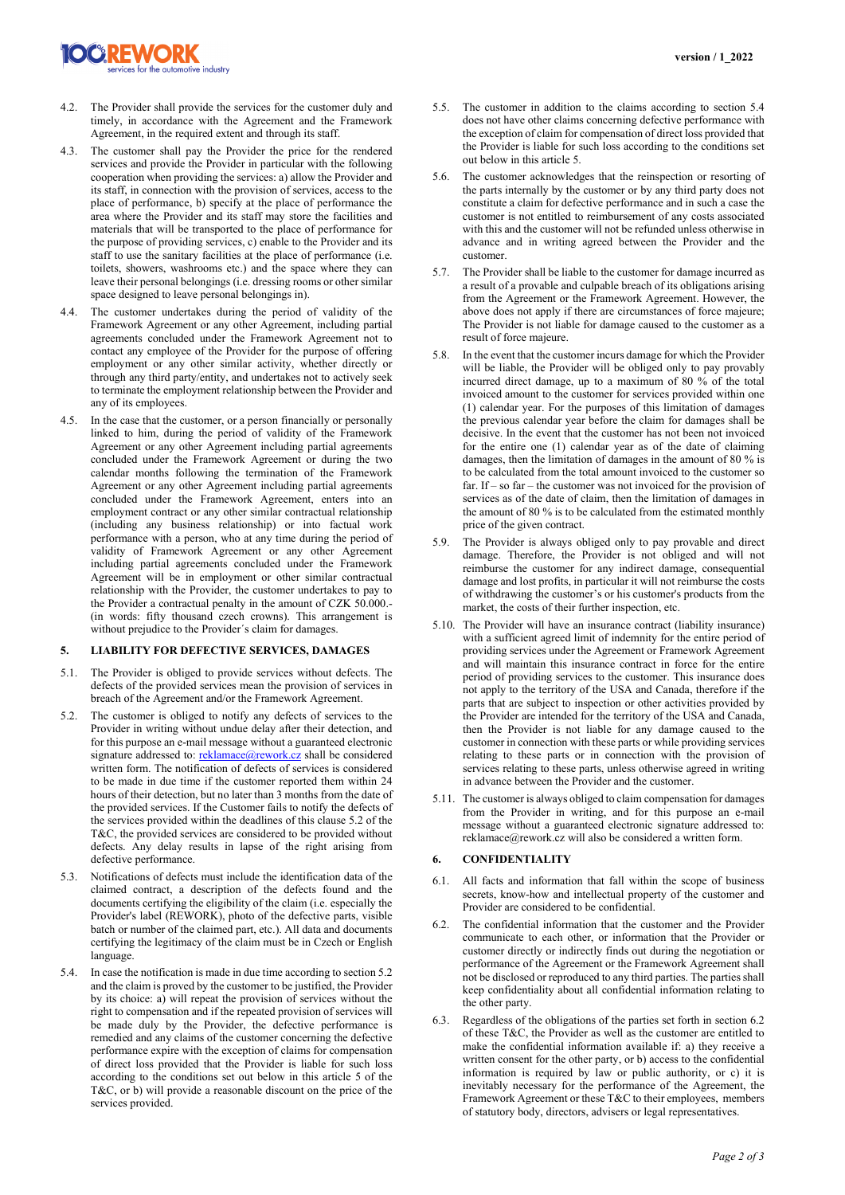4.2. The Provider shall provide the services for the customer duly and timely, in accordance with the Agreement and the Framework Agreement, in the required extent and through its staff.

4.3. The customer shall pay the Provider the price for the rendered services and provide the Provider in particular with the following cooperation when providing the services: a) allow the Provider and its staff, in connection with the provision of services, access to the place of performance, b) specify at the place of performance the area where the Provider and its staff may store the facilities and materials that will be transported to the place of performance for the purpose of providing services, c) enable to the Provider and its staff to use the sanitary facilities at the place of performance (i.e. toilets, showers, washrooms etc.) and the space where they can leave their personal belongings (i.e. dressing rooms or other similar space designed to leave personal belongings in).

4.4. The customer undertakes during the period of validity of the Framework Agreement or any other Agreement, including partial agreements concluded under the Framework Agreement not to contact any employee of the Provider for the purpose of offering employment or any other similar activity, whether directly or through any third party/entity, and undertakes not to actively seek to terminate the employment relationship between the Provider and any of its employees.

4.5. In the case that the customer, or a person financially or personally linked to him, during the period of validity of the Framework Agreement or any other Agreement including partial agreements concluded under the Framework Agreement or during the two calendar months following the termination of the Framework Agreement or any other Agreement including partial agreements concluded under the Framework Agreement, enters into an employment contract or any other similar contractual relationship (including any business relationship) or into factual work performance with a person, who at any time during the period of validity of Framework Agreement or any other Agreement including partial agreements concluded under the Framework Agreement will be in employment or other similar contractual relationship with the Provider, the customer undertakes to pay to the Provider a contractual penalty in the amount of CZK 50.000.- (in words: fifty thousand czech crowns). This arrangement is without prejudice to the Provider´s claim for damages.

## 5. LIABILITY FOR DEFECTIVE SERVICES, DAMAGES

5.1. The Provider is obliged to provide services without defects. The defects of the provided services mean the provision of services in breach of the Agreement and/or the Framework Agreement.

5.2. The customer is obliged to notify any defects of services to the Provider in writing without undue delay after their detection, and for this purpose an e-mail message without a guaranteed electronic signature addressed to: reklamace@rework.cz shall be considered written form. The notification of defects of services is considered to be made in due time if the customer reported them within 24 hours of their detection, but no later than 3 months from the date of the provided services. If the Customer fails to notify the defects of the services provided within the deadlines of this clause 5.2 of the T&C, the provided services are considered to be provided without defects. Any delay results in lapse of the right arising from defective performance.

5.3. Notifications of defects must include the identification data of the claimed contract, a description of the defects found and the documents certifying the eligibility of the claim (i.e. especially the Provider's label (REWORK), photo of the defective parts, visible batch or number of the claimed part, etc.). All data and documents certifying the legitimacy of the claim must be in Czech or English language.

5.4. In case the notification is made in due time according to section 5.2 and the claim is proved by the customer to be justified, the Provider by its choice: a) will repeat the provision of services without the right to compensation and if the repeated provision of services will be made duly by the Provider, the defective performance is remedied and any claims of the customer concerning the defective performance expire with the exception of claims for compensation of direct loss provided that the Provider is liable for such loss according to the conditions set out below in this article 5 of the T&C, or b) will provide a reasonable discount on the price of the services provided.

5.5. The customer in addition to the claims according to section 5.4 does not have other claims concerning defective performance with the exception of claim for compensation of direct loss provided that the Provider is liable for such loss according to the conditions set out below in this article 5.

5.6. The customer acknowledges that the reinspection or resorting of the parts internally by the customer or by any third party does not constitute a claim for defective performance and in such a case the customer is not entitled to reimbursement of any costs associated with this and the customer will not be refunded unless otherwise in advance and in writing agreed between the Provider and the customer.

5.7. The Provider shall be liable to the customer for damage incurred as a result of a provable and culpable breach of its obligations arising from the Agreement or the Framework Agreement. However, the above does not apply if there are circumstances of force majeure; The Provider is not liable for damage caused to the customer as a result of force majeure.

5.8. In the event that the customer incurs damage for which the Provider will be liable, the Provider will be obliged only to pay provably incurred direct damage, up to a maximum of 80 % of the total invoiced amount to the customer for services provided within one (1) calendar year. For the purposes of this limitation of damages the previous calendar year before the claim for damages shall be decisive. In the event that the customer has not been invoiced for the entire one (1) calendar year as of the date of claiming damages, then the limitation of damages in the amount of 80 % is to be calculated from the total amount invoiced to the customer so far. If – so far – the customer was not invoiced for the provision of services as of the date of claim, then the limitation of damages in the amount of 80 % is to be calculated from the estimated monthly price of the given contract.

5.9. The Provider is always obliged only to pay provable and direct damage. Therefore, the Provider is not obliged and will not reimburse the customer for any indirect damage, consequential damage and lost profits, in particular it will not reimburse the costs of withdrawing the customer's or his customer's products from the market, the costs of their further inspection, etc.

5.10. The Provider will have an insurance contract (liability insurance) with a sufficient agreed limit of indemnity for the entire period of providing services under the Agreement or Framework Agreement and will maintain this insurance contract in force for the entire period of providing services to the customer. This insurance does not apply to the territory of the USA and Canada, therefore if the parts that are subject to inspection or other activities provided by the Provider are intended for the territory of the USA and Canada, then the Provider is not liable for any damage caused to the customer in connection with these parts or while providing services relating to these parts or in connection with the provision of services relating to these parts, unless otherwise agreed in writing in advance between the Provider and the customer.

5.11. The customer is always obliged to claim compensation for damages from the Provider in writing, and for this purpose an e-mail message without a guaranteed electronic signature addressed to: reklamace@rework.cz will also be considered a written form.

## 6. CONFIDENTIALITY

6.1. All facts and information that fall within the scope of business secrets, know-how and intellectual property of the customer and Provider are considered to be confidential.

6.2. The confidential information that the customer and the Provider communicate to each other, or information that the Provider or customer directly or indirectly finds out during the negotiation or performance of the Agreement or the Framework Agreement shall not be disclosed or reproduced to any third parties. The parties shall keep confidentiality about all confidential information relating to the other party.

6.3. Regardless of the obligations of the parties set forth in section 6.2 of these T&C, the Provider as well as the customer are entitled to make the confidential information available if: a) they receive a written consent for the other party, or b) access to the confidential information is required by law or public authority, or c) it is inevitably necessary for the performance of the Agreement, the Framework Agreement or these T&C to their employees, members of statutory body, directors, advisers or legal representatives.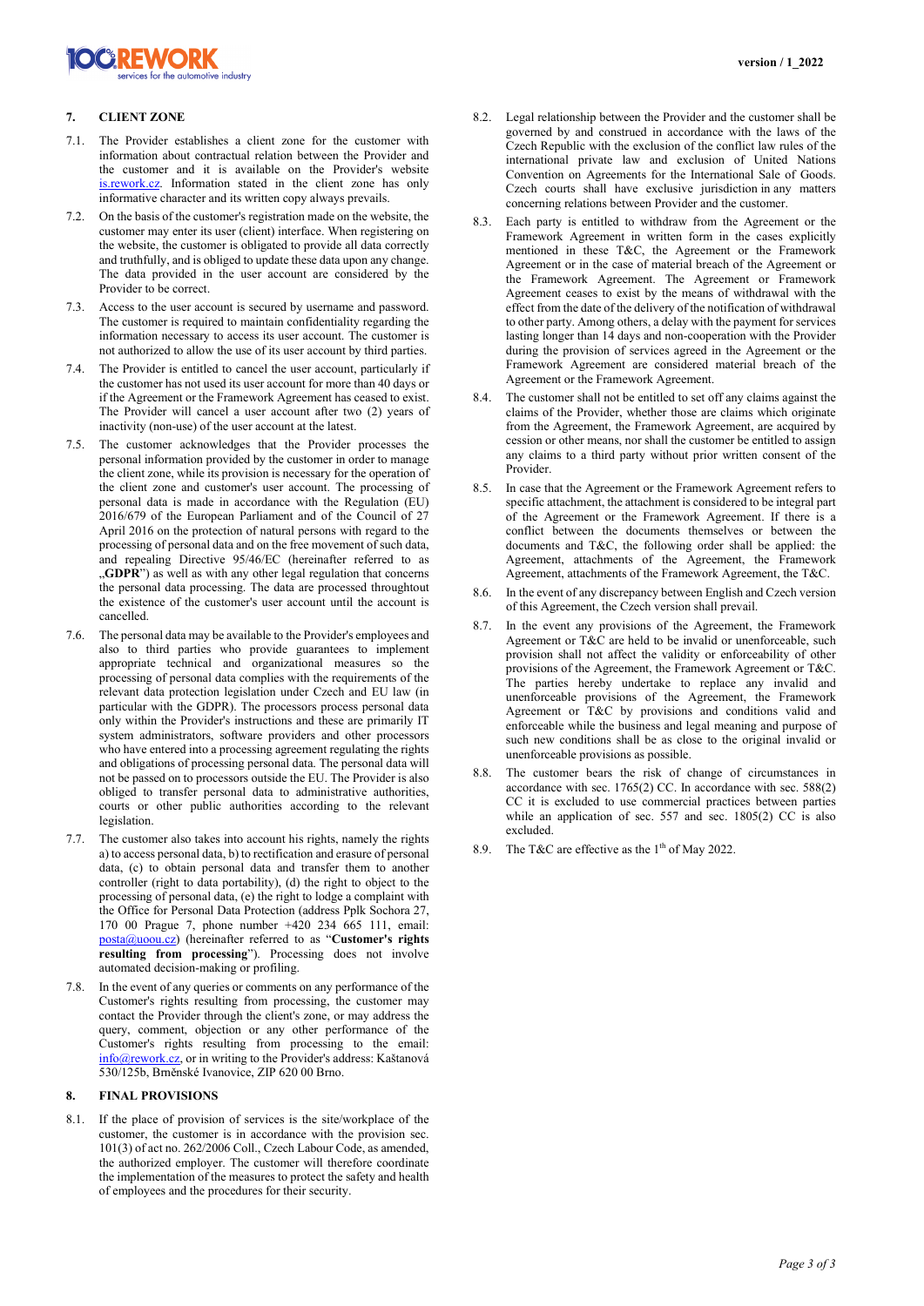## 7. CLIENT ZONE

7.1. The Provider establishes a client zone for the customer with information about contractual relation between the Provider and the customer and it is available on the Provider's website is.rework.cz. Information stated in the client zone has only informative character and its written copy always prevails.

7.2. On the basis of the customer's registration made on the website, the customer may enter its user (client) interface. When registering on the website, the customer is obligated to provide all data correctly and truthfully, and is obliged to update these data upon any change. The data provided in the user account are considered by the Provider to be correct.

7.3. Access to the user account is secured by username and password. The customer is required to maintain confidentiality regarding the information necessary to access its user account. The customer is not authorized to allow the use of its user account by third parties.

7.4. The Provider is entitled to cancel the user account, particularly if the customer has not used its user account for more than 40 days or if the Agreement or the Framework Agreement has ceased to exist. The Provider will cancel a user account after two (2) years of inactivity (non-use) of the user account at the latest.

7.5. The customer acknowledges that the Provider processes the personal information provided by the customer in order to manage the client zone, while its provision is necessary for the operation of the client zone and customer's user account. The processing of personal data is made in accordance with the Regulation (EU) 2016/679 of the European Parliament and of the Council of 27 April 2016 on the protection of natural persons with regard to the processing of personal data and on the free movement of such data, and repealing Directive 95/46/EC (hereinafter referred to as „**GDPR**") as well as with any other legal regulation that concerns the personal data processing. The data are processed throughout the existence of the customer's user account until the account is cancelled.

7.6. The personal data may be available to the Provider's employees and also to third parties who provide guarantees to implement appropriate technical and organizational measures so the processing of personal data complies with the requirements of the relevant data protection legislation under Czech and EU law (in particular with the GDPR). The processors process personal data only within the Provider's instructions and these are primarily IT system administrators, software providers and other processors who have entered into a processing agreement regulating the rights and obligations of processing personal data. The personal data will not be passed on to processors outside the EU. The Provider is also obliged to transfer personal data to administrative authorities, courts or other public authorities according to the relevant legislation.

7.7. The customer also takes into account his rights, namely the rights a) to access personal data, b) to rectification and erasure of personal data, (c) to obtain personal data and transfer them to another controller (right to data portability), (d) the right to object to the processing of personal data, (e) the right to lodge a complaint with the Office for Personal Data Protection (address Pplk Sochora 27, 170 00 Prague 7, phone number +420 234 665 111, email: posta@uoou.cz) (hereinafter referred to as "**Customer's rights resulting from processing**"). Processing does not involve automated decision-making or profiling.

7.8. In the event of any queries or comments on any performance of the Customer's rights resulting from processing, the customer may contact the Provider through the client's zone, or may address the query, comment, objection or any other performance of the Customer's rights resulting from processing to the email: info@rework.cz, or in writing to the Provider's address: Kaštanová 530/125b, Brněnské Ivanovice, ZIP 620 00 Brno.

## 8. FINAL PROVISIONS

8.1. If the place of provision of services is the site/workplace of the customer, the customer is in accordance with the provision sec. 101(3) of act no. 262/2006 Coll., Czech Labour Code, as amended, the authorized employer. The customer will therefore coordinate the implementation of the measures to protect the safety and health of employees and the procedures for their security.

8.2. Legal relationship between the Provider and the customer shall be governed by and construed in accordance with the laws of the Czech Republic with the exclusion of the conflict law rules of the international private law and exclusion of United Nations Convention on Agreements for the International Sale of Goods. Czech courts shall have exclusive jurisdiction in any matters concerning relations between Provider and the customer.

8.3. Each party is entitled to withdraw from the Agreement or the Framework Agreement in written form in the cases explicitly mentioned in these T&C, the Agreement or the Framework Agreement or in the case of material breach of the Agreement or the Framework Agreement. The Agreement or Framework Agreement ceases to exist by the means of withdrawal with the effect from the date of the delivery of the notification of withdrawal to other party. Among others, a delay with the payment for services lasting longer than 14 days and non-cooperation with the Provider during the provision of services agreed in the Agreement or the Framework Agreement are considered material breach of the Agreement or the Framework Agreement.

8.4. The customer shall not be entitled to set off any claims against the claims of the Provider, whether those are claims which originate from the Agreement, the Framework Agreement, are acquired by cession or other means, nor shall the customer be entitled to assign any claims to a third party without prior written consent of the Provider.

8.5. In case that the Agreement or the Framework Agreement refers to specific attachment, the attachment is considered to be integral part of the Agreement or the Framework Agreement. If there is a conflict between the documents themselves or between the documents and T&C, the following order shall be applied: the Agreement, attachments of the Agreement, the Framework Agreement, attachments of the Framework Agreement, the T&C.

8.6. In the event of any discrepancy between English and Czech version of this Agreement, the Czech version shall prevail.

8.7. In the event any provisions of the Agreement, the Framework Agreement or T&C are held to be invalid or unenforceable, such provision shall not affect the validity or enforceability of other provisions of the Agreement, the Framework Agreement or T&C. The parties hereby undertake to replace any invalid and unenforceable provisions of the Agreement, the Framework Agreement or T&C by provisions and conditions valid and enforceable while the business and legal meaning and purpose of such new conditions shall be as close to the original invalid or unenforceable provisions as possible.

8.8. The customer bears the risk of change of circumstances in accordance with sec. 1765(2) CC. In accordance with sec. 588(2) CC it is excluded to use commercial practices between parties while an application of sec. 557 and sec. 1805(2) CC is also excluded.

8.9. The T&C are effective as the 1st of May 2022.